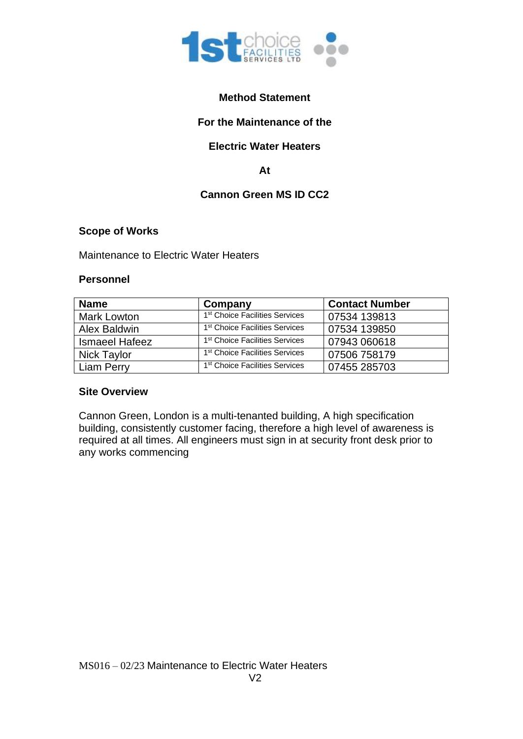# Method Statement

## For the Maintenance of the

## Electric Water Heaters

## At

## Cannon Green MS ID CC2

### Scope of Works

Maintenance to Electric Water Heaters

### Personnel

| Name | Company | Contact Number |
|---|---|---|
| Mark Lowton | 1st Choice Facilities Services | 07534 139813 |
| Alex Baldwin | 1st Choice Facilities Services | 07534 139850 |
| Ismaeel Hafeez | 1st Choice Facilities Services | 07943 060618 |
| Nick Taylor | 1st Choice Facilities Services | 07506 758179 |
| Liam Perry | 1st Choice Facilities Services | 07455 285703 |

### Site Overview

Cannon Green, London is a multi-tenanted building, A high specification building, consistently customer facing, therefore a high level of awareness is required at all times. All engineers must sign in at security front desk prior to any works commencing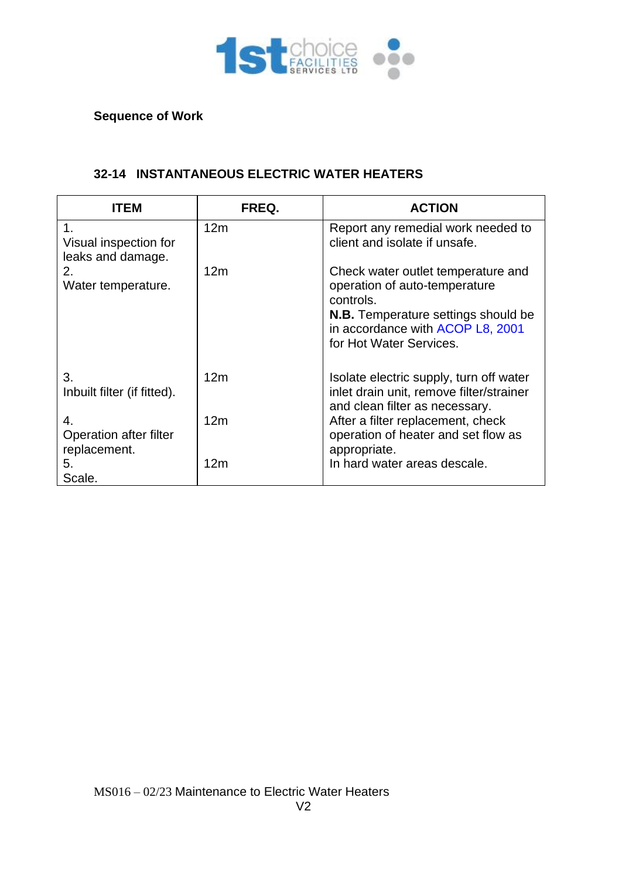**Sequence of Work**

**32-14 INSTANTANEOUS ELECTRIC WATER HEATERS**

| ITEM | FREQ. | ACTION |
|---|---|---|
| 1. Visual inspection for leaks and damage. | 12m | Report any remedial work needed to client and isolate if unsafe. |
| 2. Water temperature. | 12m | Check water outlet temperature and operation of auto-temperature controls. **N.B.** Temperature settings should be in accordance with ACOP L8, 2001 for Hot Water Services. |
| 3. Inbuilt filter (if fitted). | 12m | Isolate electric supply, turn off water inlet drain unit, remove filter/strainer and clean filter as necessary. |
| 4. Operation after filter replacement. | 12m | After a filter replacement, check operation of heater and set flow as appropriate. |
| 5. Scale. | 12m | In hard water areas descale. |